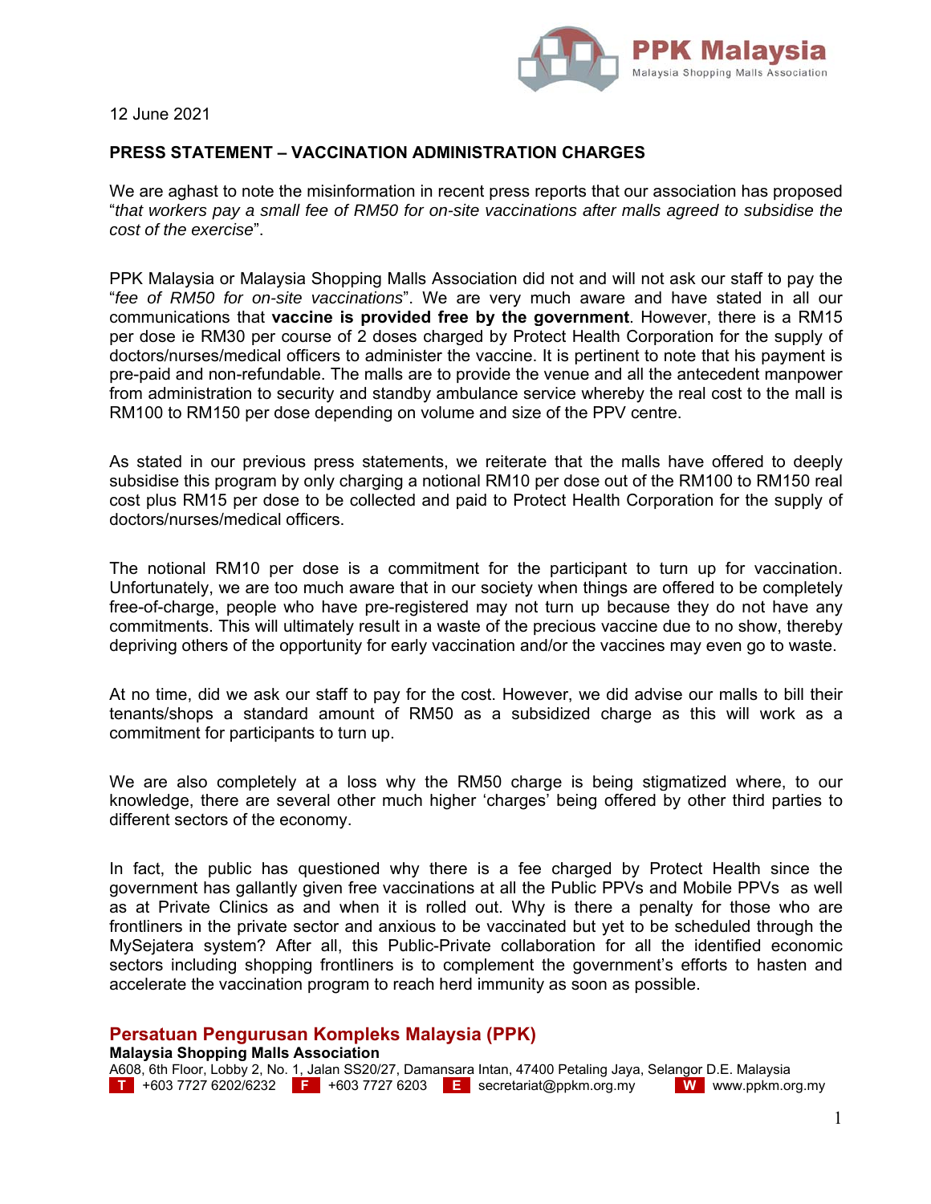PPK Malaysia
Malaysia Shopping Malls Association

12 June 2021

**PRESS STATEMENT – VACCINATION ADMINISTRATION CHARGES**

We are aghast to note the misinformation in recent press reports that our association has proposed "*that workers pay a small fee of RM50 for on-site vaccinations after malls agreed to subsidise the cost of the exercise*".

PPK Malaysia or Malaysia Shopping Malls Association did not and will not ask our staff to pay the "*fee of RM50 for on-site vaccinations*". We are very much aware and have stated in all our communications that **vaccine is provided free by the government**. However, there is a RM15 per dose ie RM30 per course of 2 doses charged by Protect Health Corporation for the supply of doctors/nurses/medical officers to administer the vaccine. It is pertinent to note that his payment is pre-paid and non-refundable. The malls are to provide the venue and all the antecedent manpower from administration to security and standby ambulance service whereby the real cost to the mall is RM100 to RM150 per dose depending on volume and size of the PPV centre.

As stated in our previous press statements, we reiterate that the malls have offered to deeply subsidise this program by only charging a notional RM10 per dose out of the RM100 to RM150 real cost plus RM15 per dose to be collected and paid to Protect Health Corporation for the supply of doctors/nurses/medical officers.

The notional RM10 per dose is a commitment for the participant to turn up for vaccination. Unfortunately, we are too much aware that in our society when things are offered to be completely free-of-charge, people who have pre-registered may not turn up because they do not have any commitments. This will ultimately result in a waste of the precious vaccine due to no show, thereby depriving others of the opportunity for early vaccination and/or the vaccines may even go to waste.

At no time, did we ask our staff to pay for the cost. However, we did advise our malls to bill their tenants/shops a standard amount of RM50 as a subsidized charge as this will work as a commitment for participants to turn up.

We are also completely at a loss why the RM50 charge is being stigmatized where, to our knowledge, there are several other much higher 'charges' being offered by other third parties to different sectors of the economy.

In fact, the public has questioned why there is a fee charged by Protect Health since the government has gallantly given free vaccinations at all the Public PPVs and Mobile PPVs as well as at Private Clinics as and when it is rolled out. Why is there a penalty for those who are frontliners in the private sector and anxious to be vaccinated but yet to be scheduled through the MySejatera system? After all, this Public-Private collaboration for all the identified economic sectors including shopping frontliners is to complement the government's efforts to hasten and accelerate the vaccination program to reach herd immunity as soon as possible.

**Persatuan Pengurusan Kompleks Malaysia (PPK)**
**Malaysia Shopping Malls Association**
A608, 6th Floor, Lobby 2, No. 1, Jalan SS20/27, Damansara Intan, 47400 Petaling Jaya, Selangor D.E. Malaysia
T +603 7727 6202/6232 F +603 7727 6203 E secretariat@ppkm.org.my W www.ppkm.org.my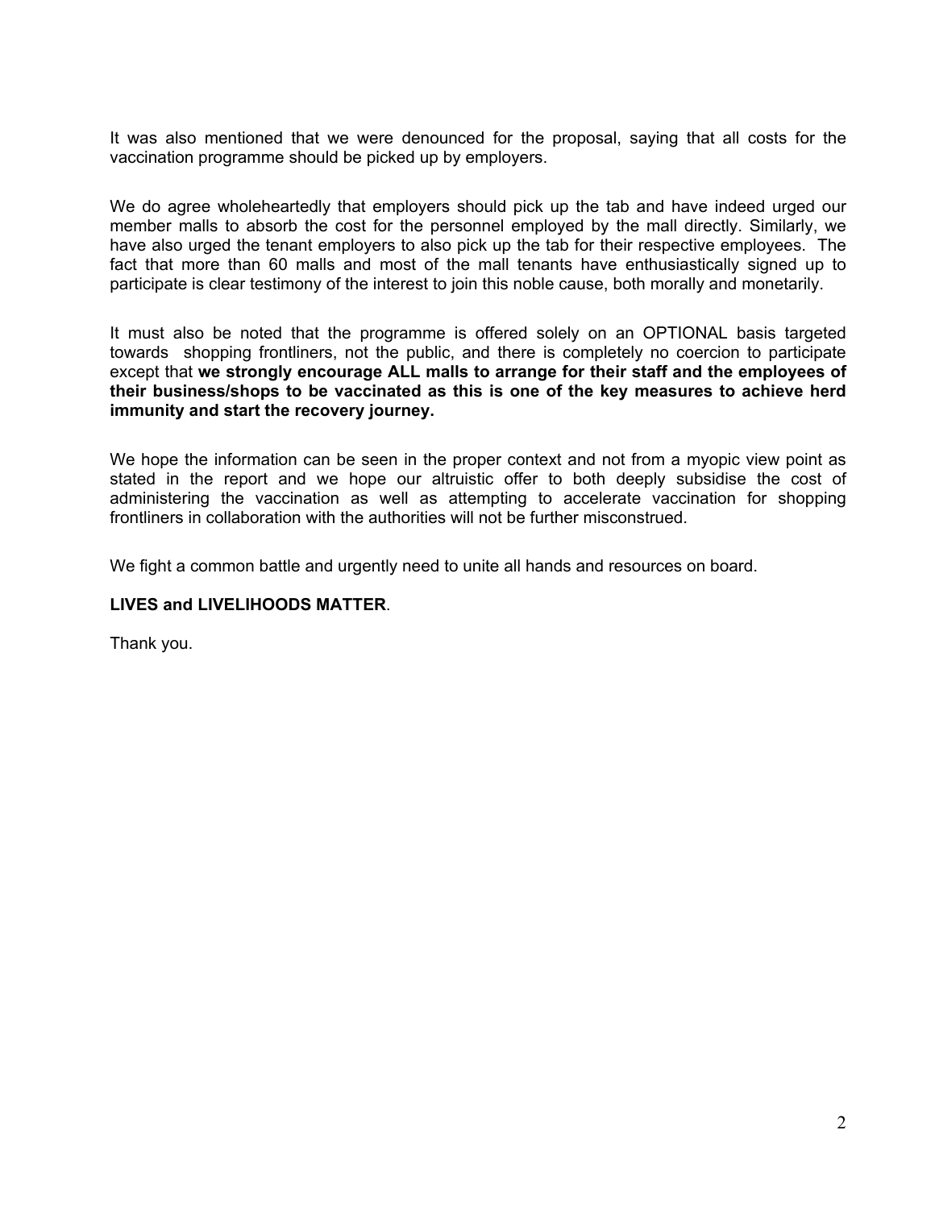It was also mentioned that we were denounced for the proposal, saying that all costs for the vaccination programme should be picked up by employers.

We do agree wholeheartedly that employers should pick up the tab and have indeed urged our member malls to absorb the cost for the personnel employed by the mall directly. Similarly, we have also urged the tenant employers to also pick up the tab for their respective employees. The fact that more than 60 malls and most of the mall tenants have enthusiastically signed up to participate is clear testimony of the interest to join this noble cause, both morally and monetarily.

It must also be noted that the programme is offered solely on an OPTIONAL basis targeted towards shopping frontliners, not the public, and there is completely no coercion to participate except that **we strongly encourage ALL malls to arrange for their staff and the employees of their business/shops to be vaccinated as this is one of the key measures to achieve herd immunity and start the recovery journey.**

We hope the information can be seen in the proper context and not from a myopic view point as stated in the report and we hope our altruistic offer to both deeply subsidise the cost of administering the vaccination as well as attempting to accelerate vaccination for shopping frontliners in collaboration with the authorities will not be further misconstrued.

We fight a common battle and urgently need to unite all hands and resources on board.

**LIVES and LIVELIHOODS MATTER**.

Thank you.